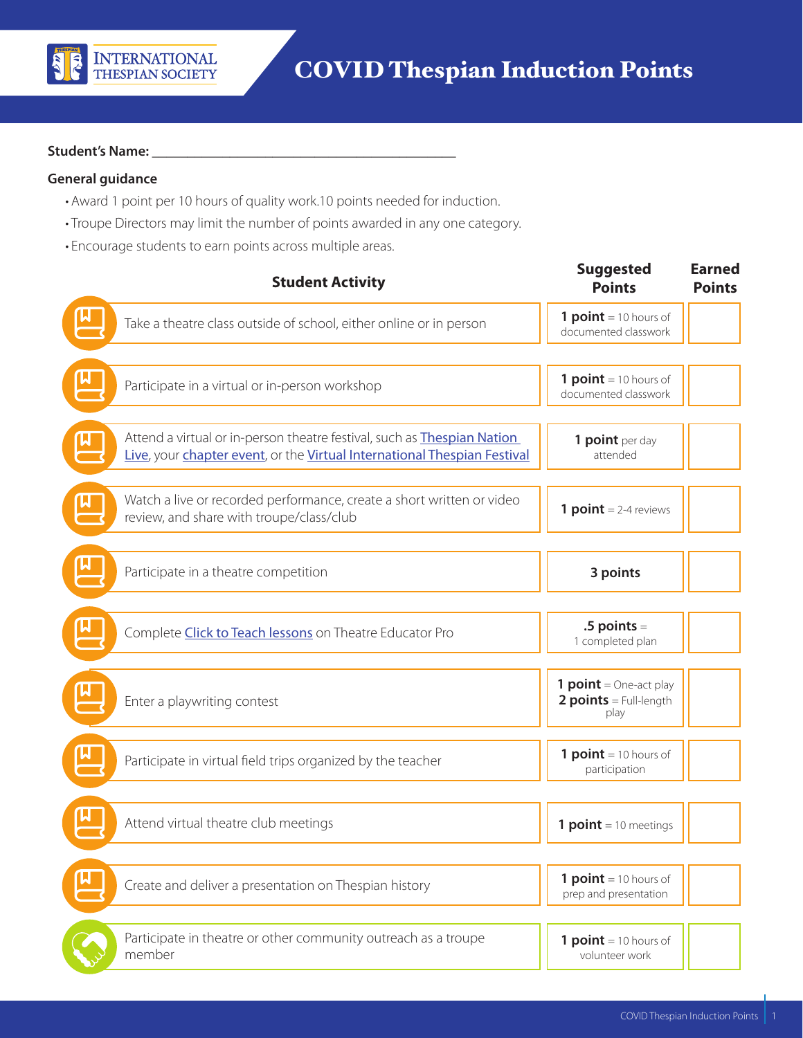# COVID Thespian Induction Points

**Student's Name:** ___________________________________________

**General guidance**

- Award 1 point per 10 hours of quality work.10 points needed for induction.
- Troupe Directors may limit the number of points awarded in any one category.
- Encourage students to earn points across multiple areas.

| Student Activity | Suggested Points | Earned Points |
|---|---|---|
| Take a theatre class outside of school, either online or in person | **1 point** = 10 hours of documented classwork | |
| Participate in a virtual or in-person workshop | **1 point** = 10 hours of documented classwork | |
| Attend a virtual or in-person theatre festival, such as Thespian Nation Live, your chapter event, or the Virtual International Thespian Festival | **1 point** per day attended | |
| Watch a live or recorded performance, create a short written or video review, and share with troupe/class/club | **1 point** = 2-4 reviews | |
| Participate in a theatre competition | **3 points** | |
| Complete Click to Teach lessons on Theatre Educator Pro | **.5 points** = 1 completed plan | |
| Enter a playwriting contest | **1 point** = One-act play<br>**2 points** = Full-length play | |
| Participate in virtual field trips organized by the teacher | **1 point** = 10 hours of participation | |
| Attend virtual theatre club meetings | **1 point** = 10 meetings | |
| Create and deliver a presentation on Thespian history | **1 point** = 10 hours of prep and presentation | |
| Participate in theatre or other community outreach as a troupe member | **1 point** = 10 hours of volunteer work | |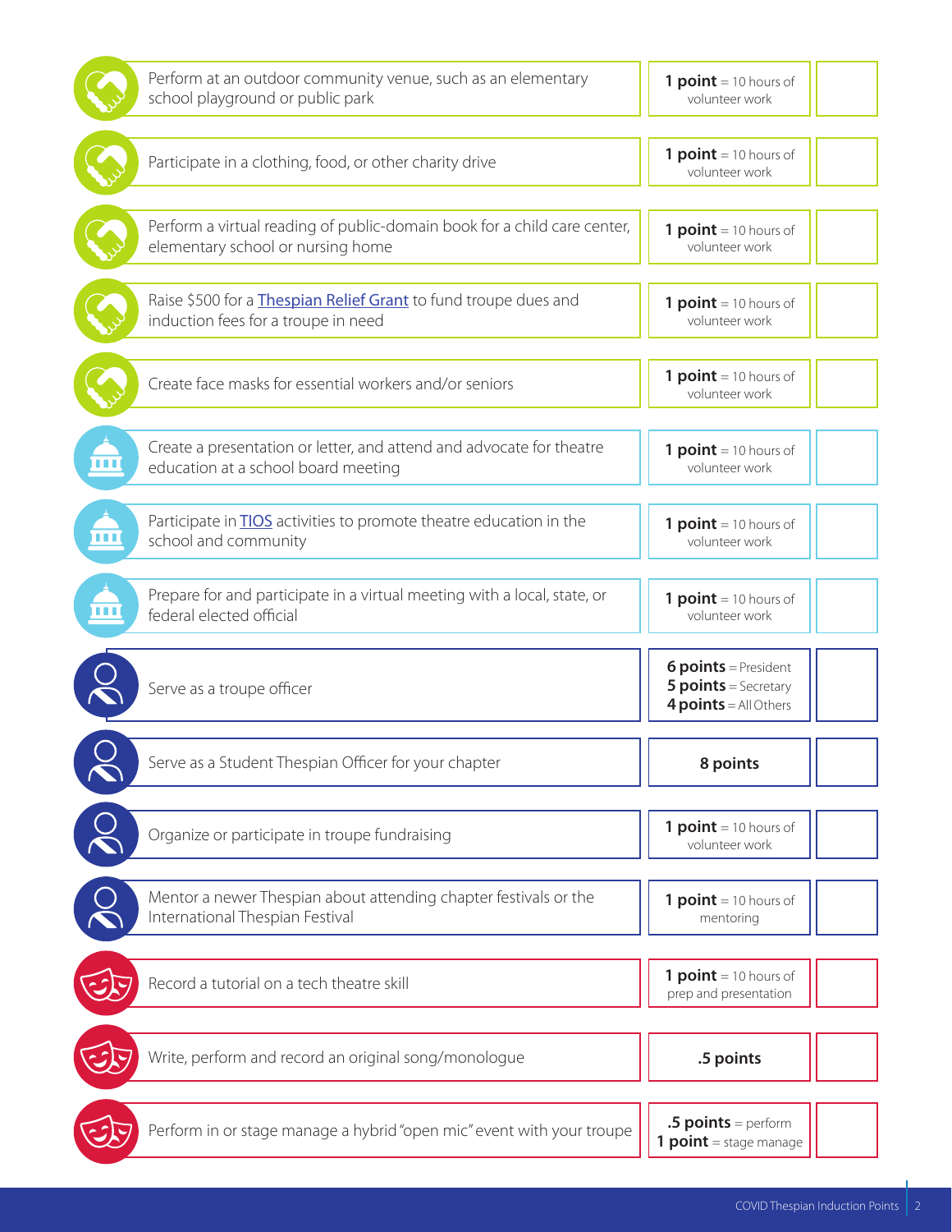| Activity | Points | |
|---|---|---|
| Perform at an outdoor community venue, such as an elementary school playground or public park | **1 point** = 10 hours of volunteer work | |
| Participate in a clothing, food, or other charity drive | **1 point** = 10 hours of volunteer work | |
| Perform a virtual reading of public-domain book for a child care center, elementary school or nursing home | **1 point** = 10 hours of volunteer work | |
| Raise $500 for a Thespian Relief Grant to fund troupe dues and induction fees for a troupe in need | **1 point** = 10 hours of volunteer work | |
| Create face masks for essential workers and/or seniors | **1 point** = 10 hours of volunteer work | |
| Create a presentation or letter, and attend and advocate for theatre education at a school board meeting | **1 point** = 10 hours of volunteer work | |
| Participate in TIOS activities to promote theatre education in the school and community | **1 point** = 10 hours of volunteer work | |
| Prepare for and participate in a virtual meeting with a local, state, or federal elected official | **1 point** = 10 hours of volunteer work | |
| Serve as a troupe officer | **6 points** = President<br>**5 points** = Secretary<br>**4 points** = All Others | |
| Serve as a Student Thespian Officer for your chapter | **8 points** | |
| Organize or participate in troupe fundraising | **1 point** = 10 hours of volunteer work | |
| Mentor a newer Thespian about attending chapter festivals or the International Thespian Festival | **1 point** = 10 hours of mentoring | |
| Record a tutorial on a tech theatre skill | **1 point** = 10 hours of prep and presentation | |
| Write, perform and record an original song/monologue | **.5 points** | |
| Perform in or stage manage a hybrid "open mic" event with your troupe | **.5 points** = perform<br>**1 point** = stage manage | |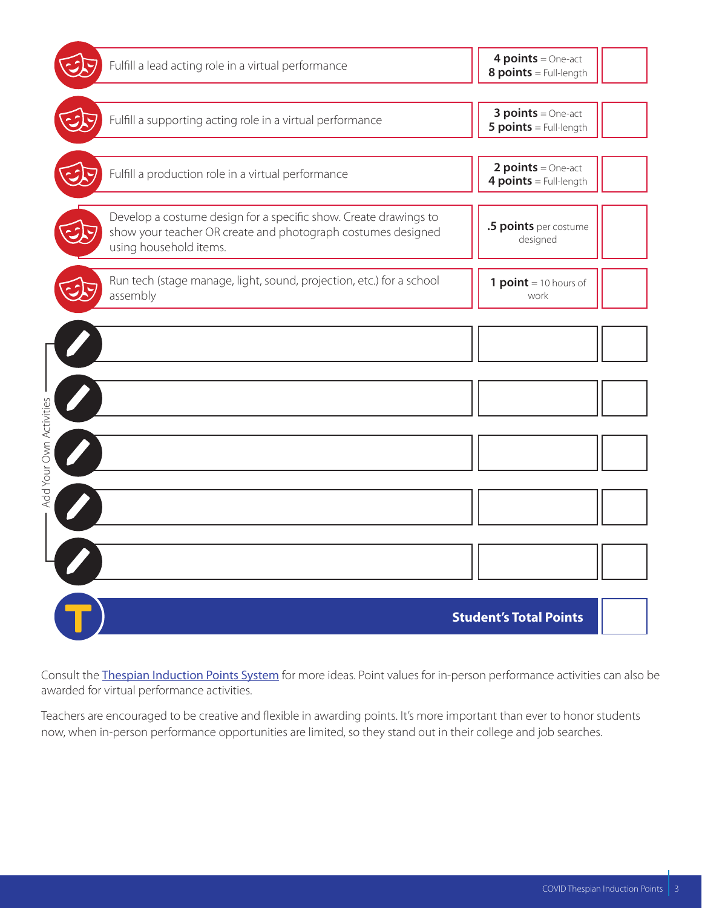| | | |
|---|---|---|
| Fulfill a lead acting role in a virtual performance | **4 points** = One-act<br>**8 points** = Full-length | |
| Fulfill a supporting acting role in a virtual performance | **3 points** = One-act<br>**5 points** = Full-length | |
| Fulfill a production role in a virtual performance | **2 points** = One-act<br>**4 points** = Full-length | |
| Develop a costume design for a specific show. Create drawings to show your teacher OR create and photograph costumes designed using household items. | **.5 points** per costume designed | |
| Run tech (stage manage, light, sound, projection, etc.) for a school assembly | **1 point** = 10 hours of work | |
| Add Your Own Activities | | |
| | | |
| | | |
| | | |
| | | |
| | | |
| | **Student's Total Points** | |

Consult the Thespian Induction Points System for more ideas. Point values for in-person performance activities can also be awarded for virtual performance activities.

Teachers are encouraged to be creative and flexible in awarding points. It's more important than ever to honor students now, when in-person performance opportunities are limited, so they stand out in their college and job searches.